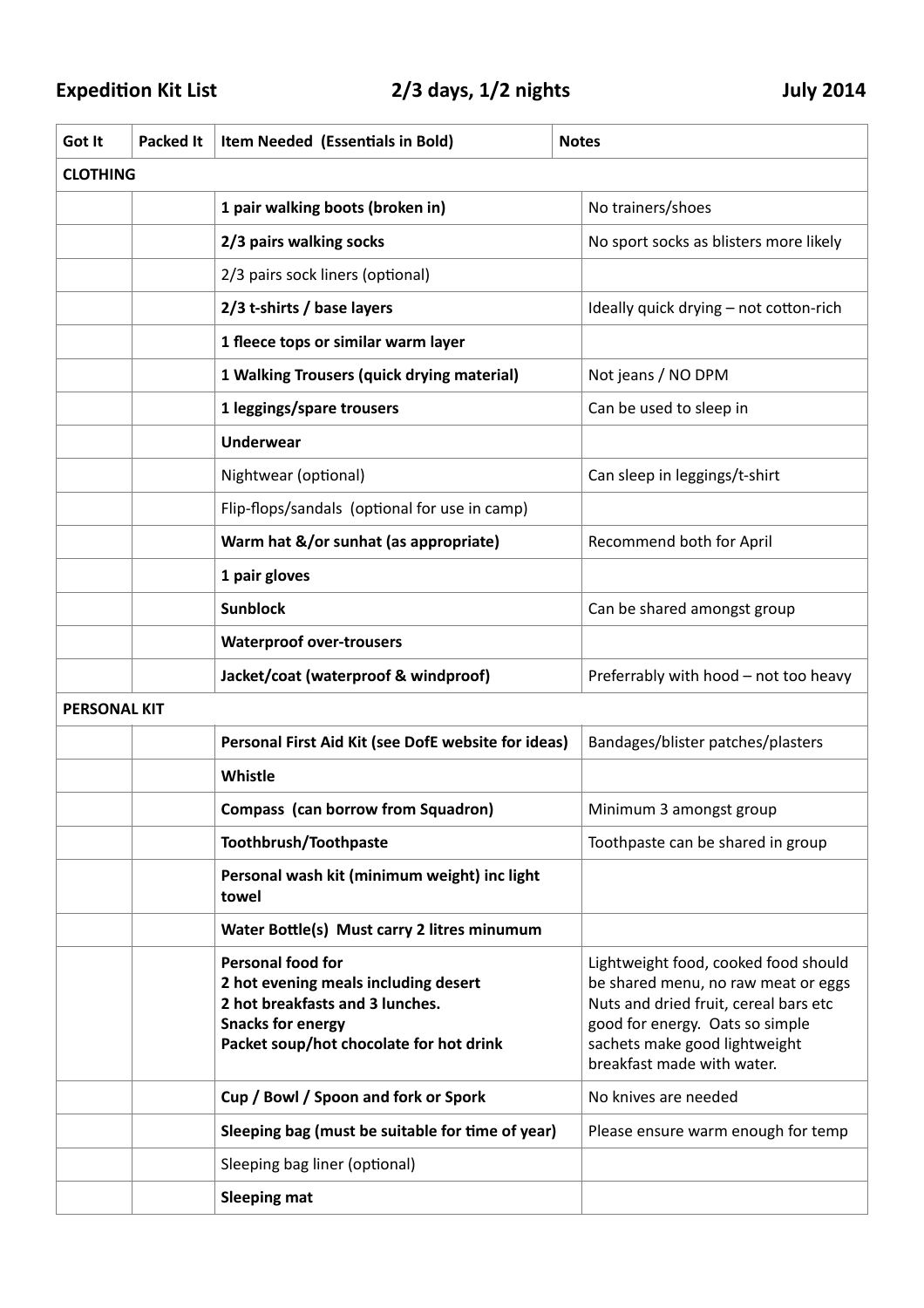**Expedition Kit List** **2/3 days, 1/2 nights** **July 2014**

| Got It | Packed It | Item Needed (Essentials in Bold) | Notes |
|---|---|---|---|
| **CLOTHING** | | | |
| | | **1 pair walking boots (broken in)** | No trainers/shoes |
| | | **2/3 pairs walking socks** | No sport socks as blisters more likely |
| | | 2/3 pairs sock liners (optional) | |
| | | **2/3 t-shirts / base layers** | Ideally quick drying – not cotton-rich |
| | | **1 fleece tops or similar warm layer** | |
| | | **1 Walking Trousers (quick drying material)** | Not jeans / NO DPM |
| | | **1 leggings/spare trousers** | Can be used to sleep in |
| | | **Underwear** | |
| | | Nightwear (optional) | Can sleep in leggings/t-shirt |
| | | Flip-flops/sandals (optional for use in camp) | |
| | | **Warm hat &/or sunhat (as appropriate)** | Recommend both for April |
| | | **1 pair gloves** | |
| | | **Sunblock** | Can be shared amongst group |
| | | **Waterproof over-trousers** | |
| | | **Jacket/coat (waterproof & windproof)** | Preferrably with hood – not too heavy |
| **PERSONAL KIT** | | | |
| | | **Personal First Aid Kit (see DofE website for ideas)** | Bandages/blister patches/plasters |
| | | **Whistle** | |
| | | **Compass (can borrow from Squadron)** | Minimum 3 amongst group |
| | | **Toothbrush/Toothpaste** | Toothpaste can be shared in group |
| | | **Personal wash kit (minimum weight) inc light towel** | |
| | | **Water Bottle(s) Must carry 2 litres minumum** | |
| | | **Personal food for**<br>**2 hot evening meals including desert**<br>**2 hot breakfasts and 3 lunches.**<br>**Snacks for energy**<br>**Packet soup/hot chocolate for hot drink** | Lightweight food, cooked food should be shared menu, no raw meat or eggs Nuts and dried fruit, cereal bars etc good for energy. Oats so simple sachets make good lightweight breakfast made with water. |
| | | **Cup / Bowl / Spoon and fork or Spork** | No knives are needed |
| | | **Sleeping bag (must be suitable for time of year)** | Please ensure warm enough for temp |
| | | Sleeping bag liner (optional) | |
| | | **Sleeping mat** | |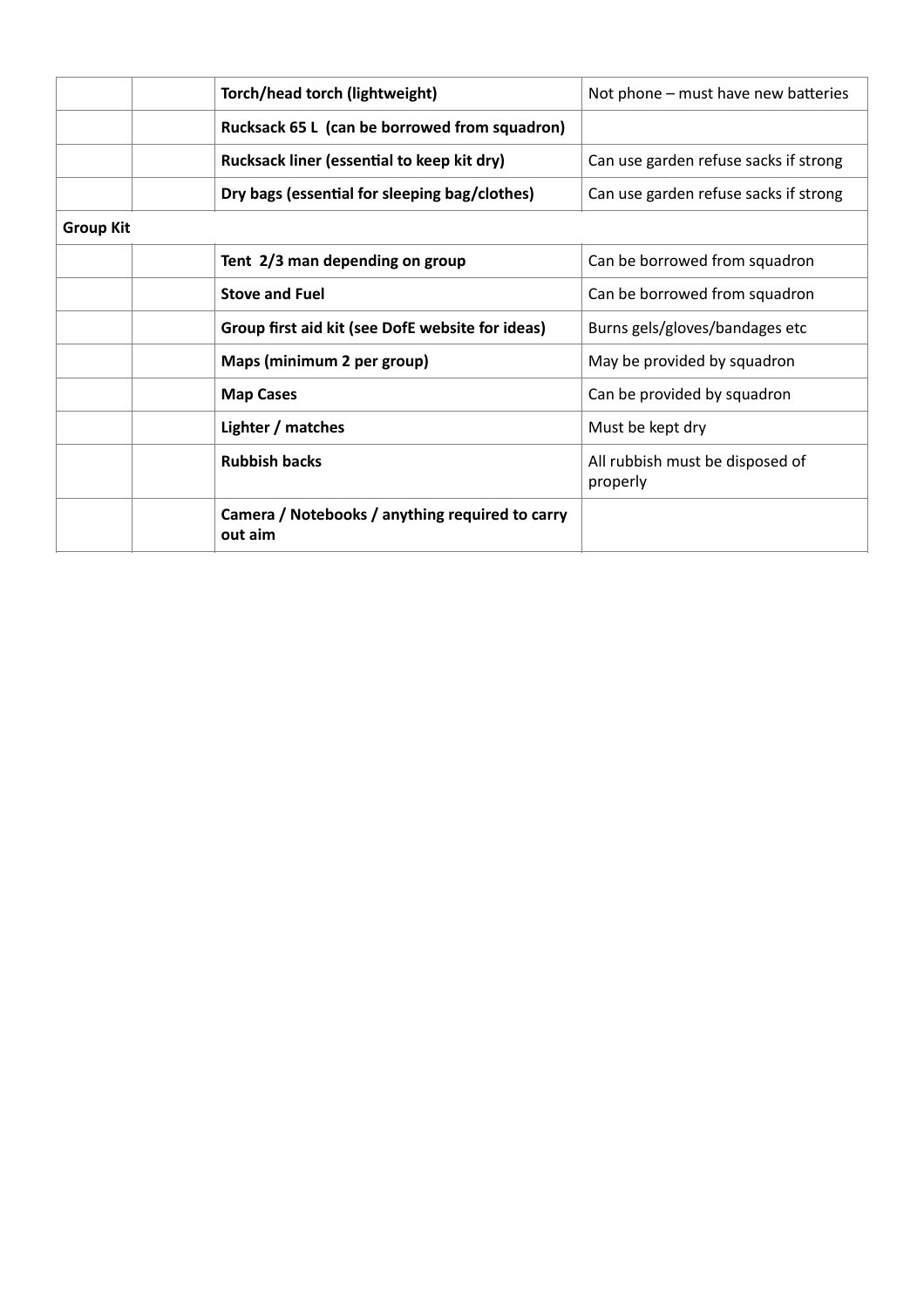| | | | |
|---|---|---|---|
| | | **Torch/head torch (lightweight)** | Not phone – must have new batteries |
| | | **Rucksack 65 L (can be borrowed from squadron)** | |
| | | **Rucksack liner (essential to keep kit dry)** | Can use garden refuse sacks if strong |
| | | **Dry bags (essential for sleeping bag/clothes)** | Can use garden refuse sacks if strong |
| **Group Kit** | | | |
| | | **Tent 2/3 man depending on group** | Can be borrowed from squadron |
| | | **Stove and Fuel** | Can be borrowed from squadron |
| | | **Group first aid kit (see DofE website for ideas)** | Burns gels/gloves/bandages etc |
| | | **Maps (minimum 2 per group)** | May be provided by squadron |
| | | **Map Cases** | Can be provided by squadron |
| | | **Lighter / matches** | Must be kept dry |
| | | **Rubbish backs** | All rubbish must be disposed of properly |
| | | **Camera / Notebooks / anything required to carry out aim** | |